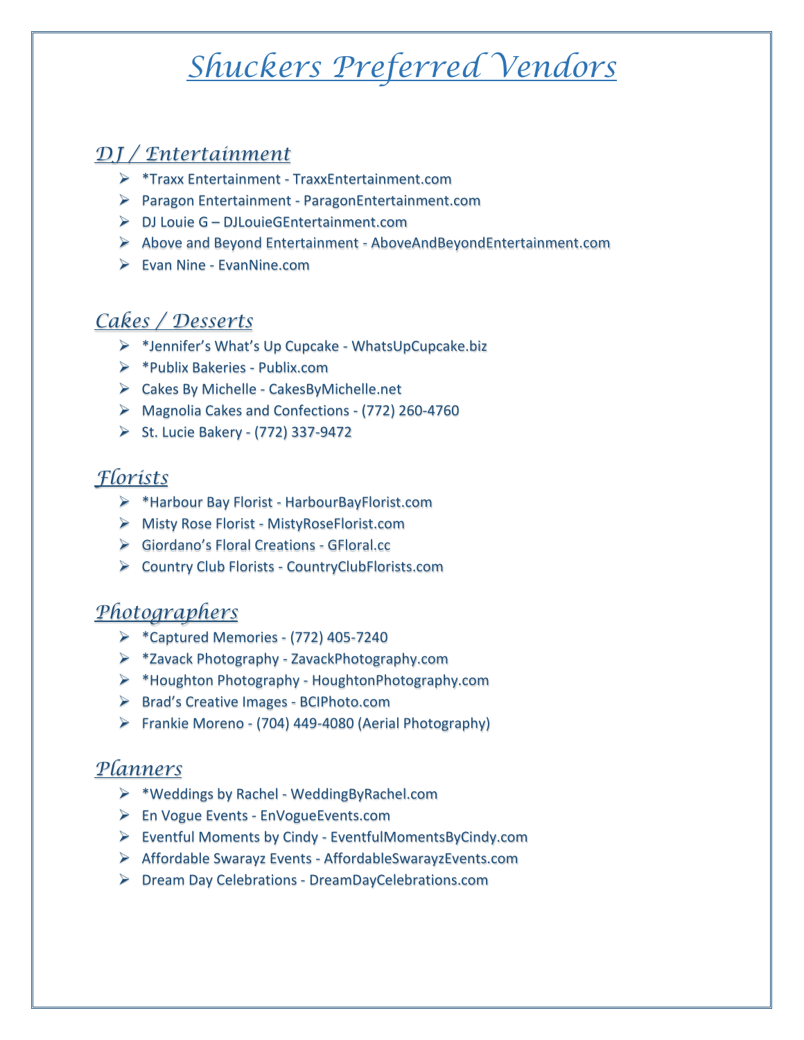# Shuckers Preferred Vendors

## DJ / Entertainment

- *Traxx Entertainment - TraxxEntertainment.com
- Paragon Entertainment - ParagonEntertainment.com
- DJ Louie G – DJLouieGEntertainment.com
- Above and Beyond Entertainment - AboveAndBeyondEntertainment.com
- Evan Nine - EvanNine.com

## Cakes / Desserts

- *Jennifer's What's Up Cupcake - WhatsUpCupcake.biz
- *Publix Bakeries - Publix.com
- Cakes By Michelle - CakesByMichelle.net
- Magnolia Cakes and Confections - (772) 260-4760
- St. Lucie Bakery - (772) 337-9472

## Florists

- *Harbour Bay Florist - HarbourBayFlorist.com
- Misty Rose Florist - MistyRoseFlorist.com
- Giordano's Floral Creations - GFloral.cc
- Country Club Florists - CountryClubFlorists.com

## Photographers

- *Captured Memories - (772) 405-7240
- *Zavack Photography - ZavackPhotography.com
- *Houghton Photography - HoughtonPhotography.com
- Brad's Creative Images - BCIPhoto.com
- Frankie Moreno - (704) 449-4080 (Aerial Photography)

## Planners

- *Weddings by Rachel - WeddingByRachel.com
- En Vogue Events - EnVogueEvents.com
- Eventful Moments by Cindy - EventfulMomentsByCindy.com
- Affordable Swarayz Events - AffordableSwarayzEvents.com
- Dream Day Celebrations - DreamDayCelebrations.com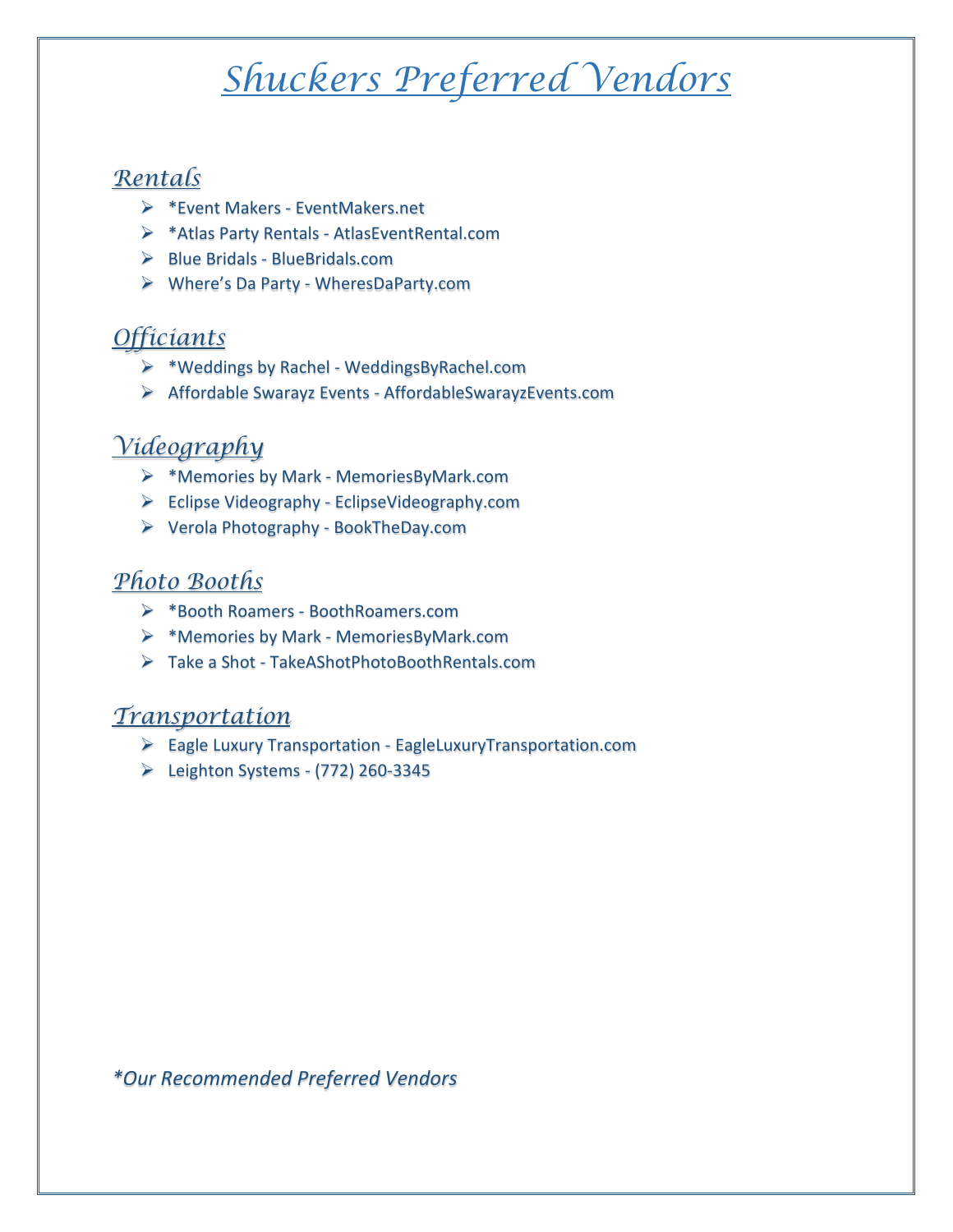# *Shuckers Preferred Vendors*

## *Rentals*

- *Event Makers - EventMakers.net
- *Atlas Party Rentals - AtlasEventRental.com
- Blue Bridals - BlueBridals.com
- Where's Da Party - WheresDaParty.com

## *Officiants*

- *Weddings by Rachel - WeddingsByRachel.com
- Affordable Swarayz Events - AffordableSwarayzEvents.com

## *Videography*

- *Memories by Mark - MemoriesByMark.com
- Eclipse Videography - EclipseVideography.com
- Verola Photography - BookTheDay.com

## *Photo Booths*

- *Booth Roamers - BoothRoamers.com
- *Memories by Mark - MemoriesByMark.com
- Take a Shot - TakeAShotPhotoBoothRentals.com

## *Transportation*

- Eagle Luxury Transportation - EagleLuxuryTransportation.com
- Leighton Systems - (772) 260-3345

*\*Our Recommended Preferred Vendors*